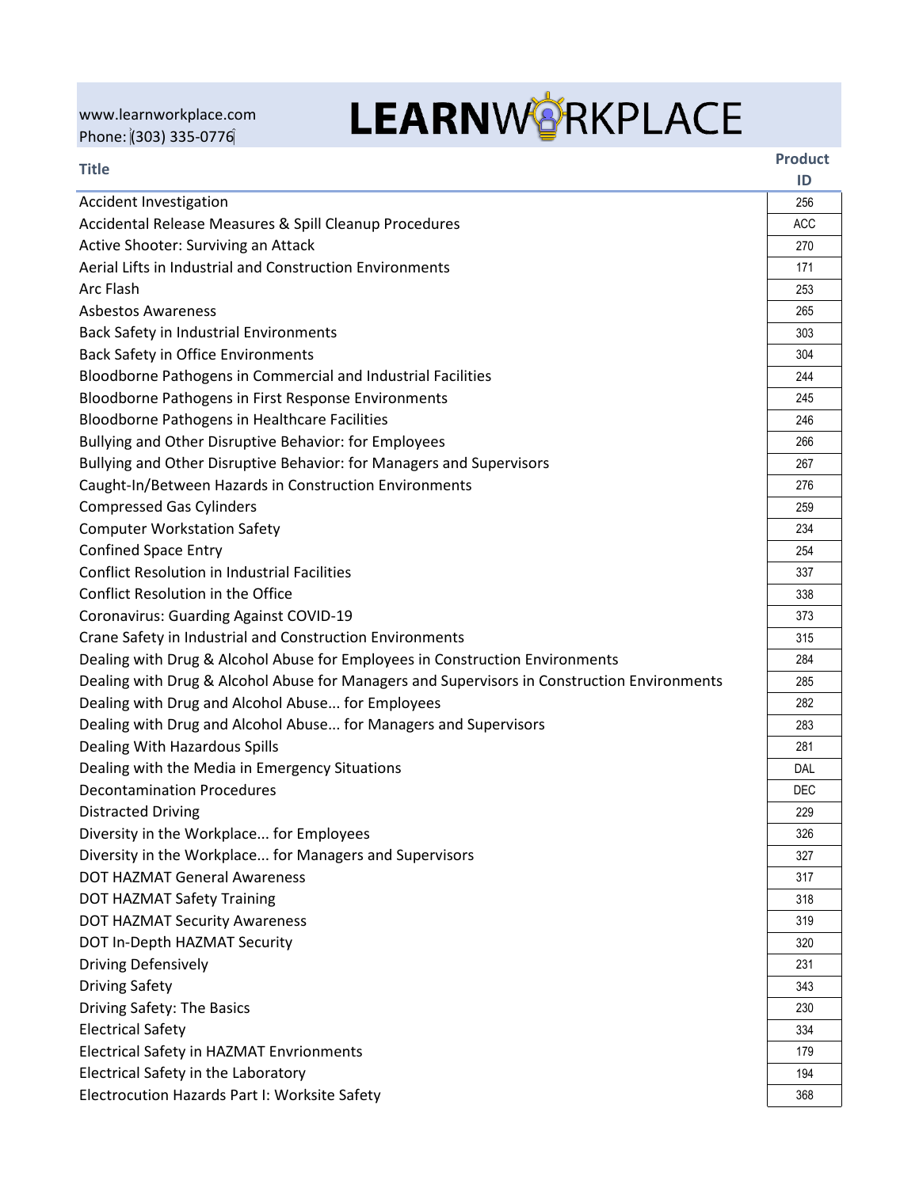www.learnworkplace.com
Phone: (303) 335-0776

# LEARNWORKPLACE

| Title | Product ID |
|---|---|
| Accident Investigation | 256 |
| Accidental Release Measures & Spill Cleanup Procedures | ACC |
| Active Shooter: Surviving an Attack | 270 |
| Aerial Lifts in Industrial and Construction Environments | 171 |
| Arc Flash | 253 |
| Asbestos Awareness | 265 |
| Back Safety in Industrial Environments | 303 |
| Back Safety in Office Environments | 304 |
| Bloodborne Pathogens in Commercial and Industrial Facilities | 244 |
| Bloodborne Pathogens in First Response Environments | 245 |
| Bloodborne Pathogens in Healthcare Facilities | 246 |
| Bullying and Other Disruptive Behavior: for Employees | 266 |
| Bullying and Other Disruptive Behavior: for Managers and Supervisors | 267 |
| Caught-In/Between Hazards in Construction Environments | 276 |
| Compressed Gas Cylinders | 259 |
| Computer Workstation Safety | 234 |
| Confined Space Entry | 254 |
| Conflict Resolution in Industrial Facilities | 337 |
| Conflict Resolution in the Office | 338 |
| Coronavirus: Guarding Against COVID-19 | 373 |
| Crane Safety in Industrial and Construction Environments | 315 |
| Dealing with Drug & Alcohol Abuse for Employees in Construction Environments | 284 |
| Dealing with Drug & Alcohol Abuse for Managers and Supervisors in Construction Environments | 285 |
| Dealing with Drug and Alcohol Abuse... for Employees | 282 |
| Dealing with Drug and Alcohol Abuse... for Managers and Supervisors | 283 |
| Dealing With Hazardous Spills | 281 |
| Dealing with the Media in Emergency Situations | DAL |
| Decontamination Procedures | DEC |
| Distracted Driving | 229 |
| Diversity in the Workplace... for Employees | 326 |
| Diversity in the Workplace... for Managers and Supervisors | 327 |
| DOT HAZMAT General Awareness | 317 |
| DOT HAZMAT Safety Training | 318 |
| DOT HAZMAT Security Awareness | 319 |
| DOT In-Depth HAZMAT Security | 320 |
| Driving Defensively | 231 |
| Driving Safety | 343 |
| Driving Safety: The Basics | 230 |
| Electrical Safety | 334 |
| Electrical Safety in HAZMAT Envrionments | 179 |
| Electrical Safety in the Laboratory | 194 |
| Electrocution Hazards Part I: Worksite Safety | 368 |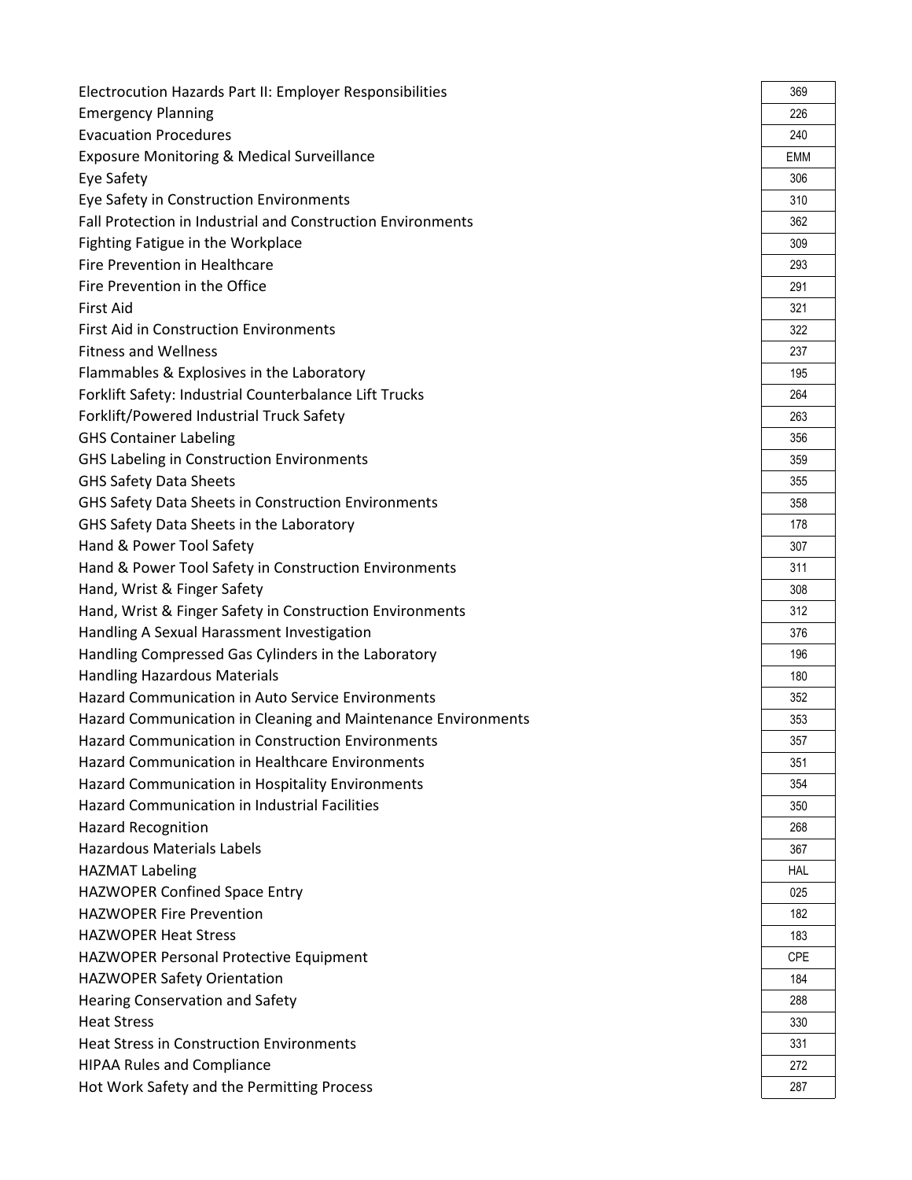| | |
|---|---|
| Electrocution Hazards Part II: Employer Responsibilities | 369 |
| Emergency Planning | 226 |
| Evacuation Procedures | 240 |
| Exposure Monitoring & Medical Surveillance | EMM |
| Eye Safety | 306 |
| Eye Safety in Construction Environments | 310 |
| Fall Protection in Industrial and Construction Environments | 362 |
| Fighting Fatigue in the Workplace | 309 |
| Fire Prevention in Healthcare | 293 |
| Fire Prevention in the Office | 291 |
| First Aid | 321 |
| First Aid in Construction Environments | 322 |
| Fitness and Wellness | 237 |
| Flammables & Explosives in the Laboratory | 195 |
| Forklift Safety: Industrial Counterbalance Lift Trucks | 264 |
| Forklift/Powered Industrial Truck Safety | 263 |
| GHS Container Labeling | 356 |
| GHS Labeling in Construction Environments | 359 |
| GHS Safety Data Sheets | 355 |
| GHS Safety Data Sheets in Construction Environments | 358 |
| GHS Safety Data Sheets in the Laboratory | 178 |
| Hand & Power Tool Safety | 307 |
| Hand & Power Tool Safety in Construction Environments | 311 |
| Hand, Wrist & Finger Safety | 308 |
| Hand, Wrist & Finger Safety in Construction Environments | 312 |
| Handling A Sexual Harassment Investigation | 376 |
| Handling Compressed Gas Cylinders in the Laboratory | 196 |
| Handling Hazardous Materials | 180 |
| Hazard Communication in Auto Service Environments | 352 |
| Hazard Communication in Cleaning and Maintenance Environments | 353 |
| Hazard Communication in Construction Environments | 357 |
| Hazard Communication in Healthcare Environments | 351 |
| Hazard Communication in Hospitality Environments | 354 |
| Hazard Communication in Industrial Facilities | 350 |
| Hazard Recognition | 268 |
| Hazardous Materials Labels | 367 |
| HAZMAT Labeling | HAL |
| HAZWOPER Confined Space Entry | 025 |
| HAZWOPER Fire Prevention | 182 |
| HAZWOPER Heat Stress | 183 |
| HAZWOPER Personal Protective Equipment | CPE |
| HAZWOPER Safety Orientation | 184 |
| Hearing Conservation and Safety | 288 |
| Heat Stress | 330 |
| Heat Stress in Construction Environments | 331 |
| HIPAA Rules and Compliance | 272 |
| Hot Work Safety and the Permitting Process | 287 |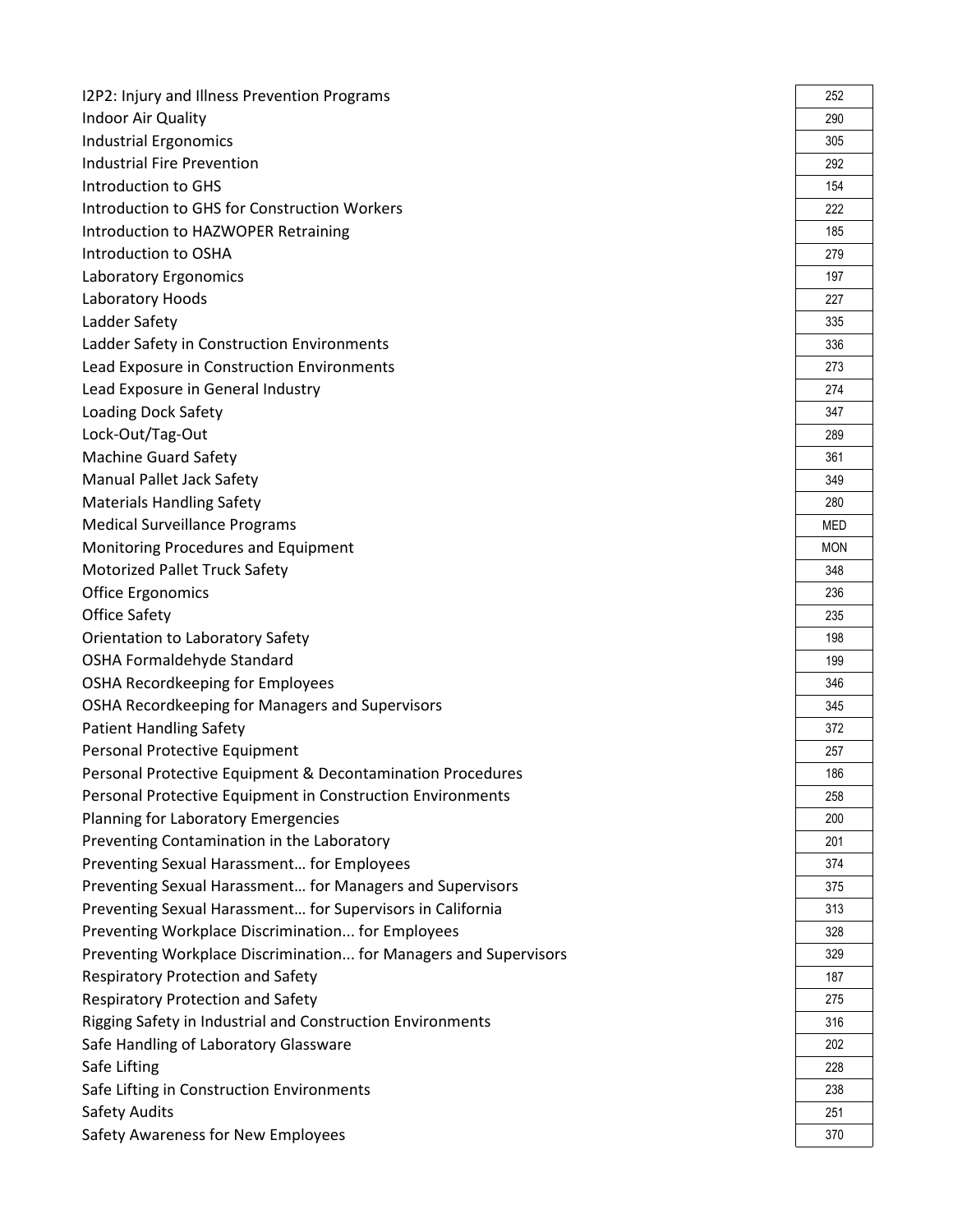| | |
|---|---|
| I2P2: Injury and Illness Prevention Programs | 252 |
| Indoor Air Quality | 290 |
| Industrial Ergonomics | 305 |
| Industrial Fire Prevention | 292 |
| Introduction to GHS | 154 |
| Introduction to GHS for Construction Workers | 222 |
| Introduction to HAZWOPER Retraining | 185 |
| Introduction to OSHA | 279 |
| Laboratory Ergonomics | 197 |
| Laboratory Hoods | 227 |
| Ladder Safety | 335 |
| Ladder Safety in Construction Environments | 336 |
| Lead Exposure in Construction Environments | 273 |
| Lead Exposure in General Industry | 274 |
| Loading Dock Safety | 347 |
| Lock-Out/Tag-Out | 289 |
| Machine Guard Safety | 361 |
| Manual Pallet Jack Safety | 349 |
| Materials Handling Safety | 280 |
| Medical Surveillance Programs | MED |
| Monitoring Procedures and Equipment | MON |
| Motorized Pallet Truck Safety | 348 |
| Office Ergonomics | 236 |
| Office Safety | 235 |
| Orientation to Laboratory Safety | 198 |
| OSHA Formaldehyde Standard | 199 |
| OSHA Recordkeeping for Employees | 346 |
| OSHA Recordkeeping for Managers and Supervisors | 345 |
| Patient Handling Safety | 372 |
| Personal Protective Equipment | 257 |
| Personal Protective Equipment & Decontamination Procedures | 186 |
| Personal Protective Equipment in Construction Environments | 258 |
| Planning for Laboratory Emergencies | 200 |
| Preventing Contamination in the Laboratory | 201 |
| Preventing Sexual Harassment… for Employees | 374 |
| Preventing Sexual Harassment… for Managers and Supervisors | 375 |
| Preventing Sexual Harassment… for Supervisors in California | 313 |
| Preventing Workplace Discrimination... for Employees | 328 |
| Preventing Workplace Discrimination... for Managers and Supervisors | 329 |
| Respiratory Protection and Safety | 187 |
| Respiratory Protection and Safety | 275 |
| Rigging Safety in Industrial and Construction Environments | 316 |
| Safe Handling of Laboratory Glassware | 202 |
| Safe Lifting | 228 |
| Safe Lifting in Construction Environments | 238 |
| Safety Audits | 251 |
| Safety Awareness for New Employees | 370 |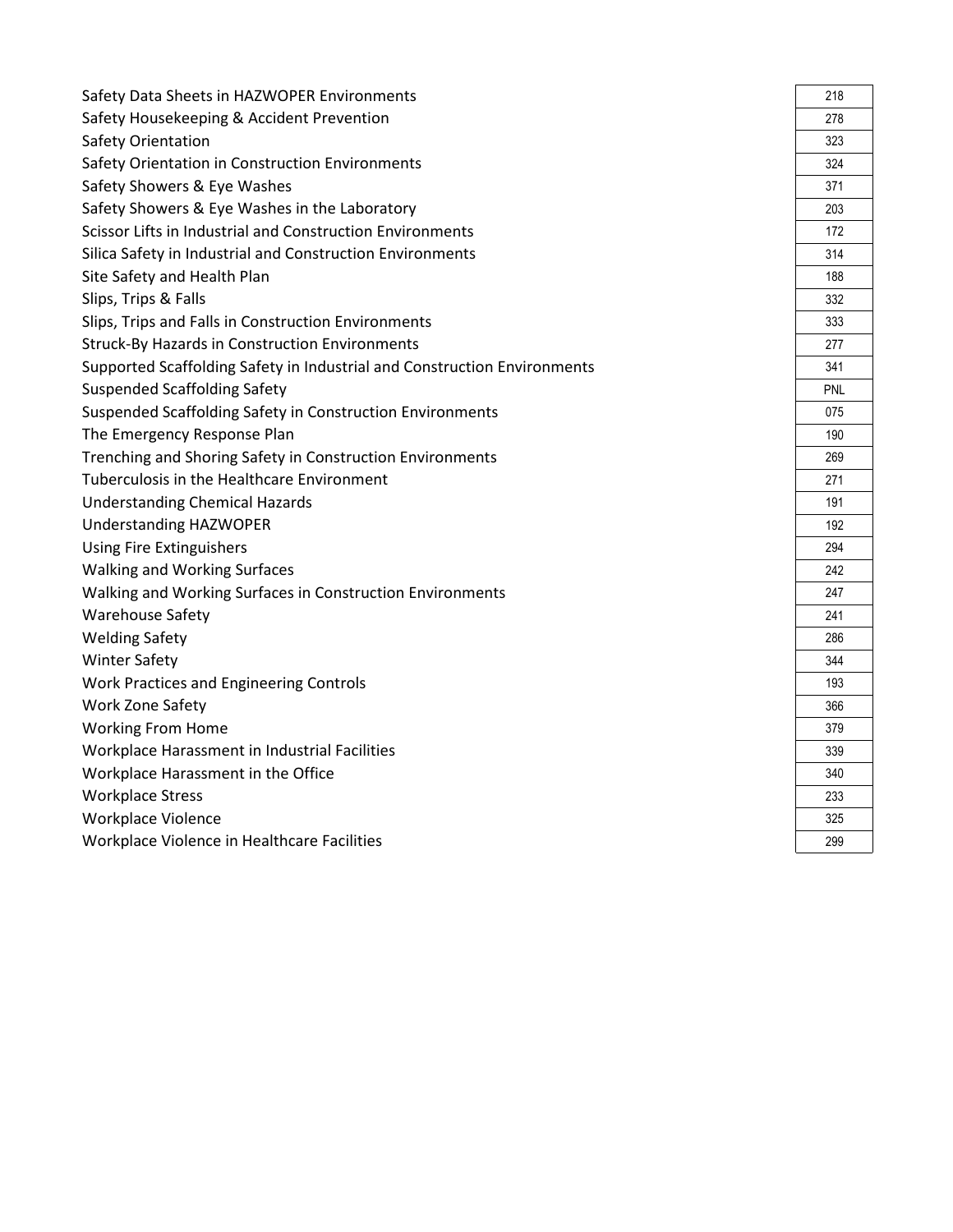| | |
|---|---|
| Safety Data Sheets in HAZWOPER Environments | 218 |
| Safety Housekeeping & Accident Prevention | 278 |
| Safety Orientation | 323 |
| Safety Orientation in Construction Environments | 324 |
| Safety Showers & Eye Washes | 371 |
| Safety Showers & Eye Washes in the Laboratory | 203 |
| Scissor Lifts in Industrial and Construction Environments | 172 |
| Silica Safety in Industrial and Construction Environments | 314 |
| Site Safety and Health Plan | 188 |
| Slips, Trips & Falls | 332 |
| Slips, Trips and Falls in Construction Environments | 333 |
| Struck-By Hazards in Construction Environments | 277 |
| Supported Scaffolding Safety in Industrial and Construction Environments | 341 |
| Suspended Scaffolding Safety | PNL |
| Suspended Scaffolding Safety in Construction Environments | 075 |
| The Emergency Response Plan | 190 |
| Trenching and Shoring Safety in Construction Environments | 269 |
| Tuberculosis in the Healthcare Environment | 271 |
| Understanding Chemical Hazards | 191 |
| Understanding HAZWOPER | 192 |
| Using Fire Extinguishers | 294 |
| Walking and Working Surfaces | 242 |
| Walking and Working Surfaces in Construction Environments | 247 |
| Warehouse Safety | 241 |
| Welding Safety | 286 |
| Winter Safety | 344 |
| Work Practices and Engineering Controls | 193 |
| Work Zone Safety | 366 |
| Working From Home | 379 |
| Workplace Harassment in Industrial Facilities | 339 |
| Workplace Harassment in the Office | 340 |
| Workplace Stress | 233 |
| Workplace Violence | 325 |
| Workplace Violence in Healthcare Facilities | 299 |